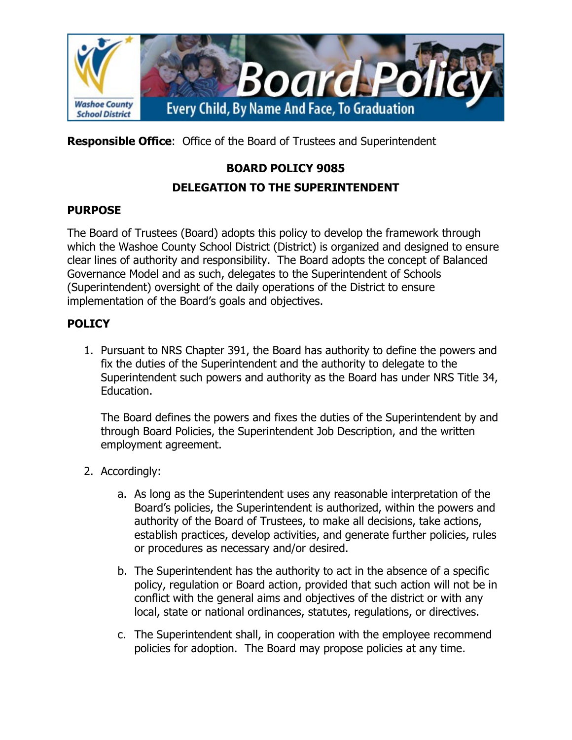**Responsible Office**: Office of the Board of Trustees and Superintendent

# BOARD POLICY 9085

## DELEGATION TO THE SUPERINTENDENT

## PURPOSE

The Board of Trustees (Board) adopts this policy to develop the framework through which the Washoe County School District (District) is organized and designed to ensure clear lines of authority and responsibility. The Board adopts the concept of Balanced Governance Model and as such, delegates to the Superintendent of Schools (Superintendent) oversight of the daily operations of the District to ensure implementation of the Board's goals and objectives.

## POLICY

1. Pursuant to NRS Chapter 391, the Board has authority to define the powers and fix the duties of the Superintendent and the authority to delegate to the Superintendent such powers and authority as the Board has under NRS Title 34, Education.

   The Board defines the powers and fixes the duties of the Superintendent by and through Board Policies, the Superintendent Job Description, and the written employment agreement.

2. Accordingly:

   a. As long as the Superintendent uses any reasonable interpretation of the Board's policies, the Superintendent is authorized, within the powers and authority of the Board of Trustees, to make all decisions, take actions, establish practices, develop activities, and generate further policies, rules or procedures as necessary and/or desired.

   b. The Superintendent has the authority to act in the absence of a specific policy, regulation or Board action, provided that such action will not be in conflict with the general aims and objectives of the district or with any local, state or national ordinances, statutes, regulations, or directives.

   c. The Superintendent shall, in cooperation with the employee recommend policies for adoption. The Board may propose policies at any time.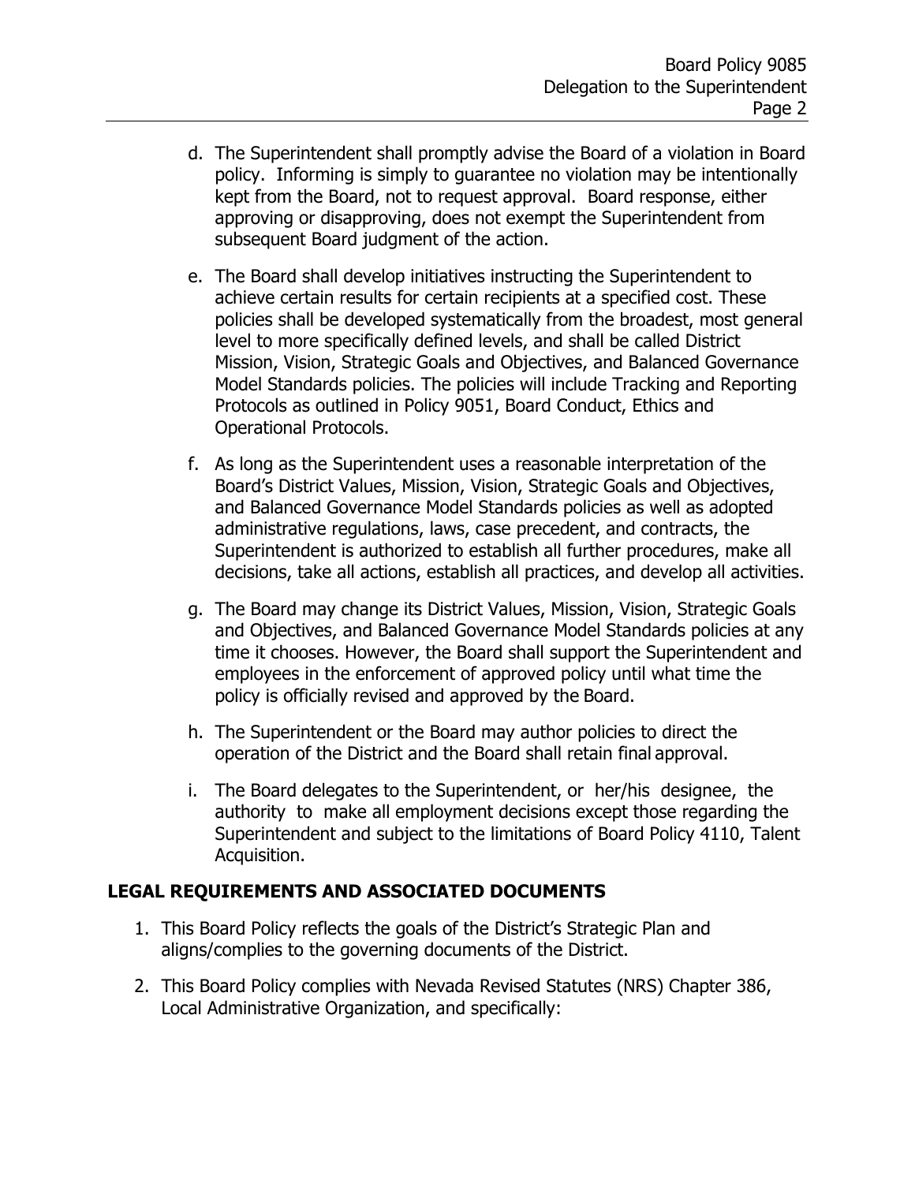d. The Superintendent shall promptly advise the Board of a violation in Board policy. Informing is simply to guarantee no violation may be intentionally kept from the Board, not to request approval. Board response, either approving or disapproving, does not exempt the Superintendent from subsequent Board judgment of the action.

e. The Board shall develop initiatives instructing the Superintendent to achieve certain results for certain recipients at a specified cost. These policies shall be developed systematically from the broadest, most general level to more specifically defined levels, and shall be called District Mission, Vision, Strategic Goals and Objectives, and Balanced Governance Model Standards policies. The policies will include Tracking and Reporting Protocols as outlined in Policy 9051, Board Conduct, Ethics and Operational Protocols.

f. As long as the Superintendent uses a reasonable interpretation of the Board's District Values, Mission, Vision, Strategic Goals and Objectives, and Balanced Governance Model Standards policies as well as adopted administrative regulations, laws, case precedent, and contracts, the Superintendent is authorized to establish all further procedures, make all decisions, take all actions, establish all practices, and develop all activities.

g. The Board may change its District Values, Mission, Vision, Strategic Goals and Objectives, and Balanced Governance Model Standards policies at any time it chooses. However, the Board shall support the Superintendent and employees in the enforcement of approved policy until what time the policy is officially revised and approved by the Board.

h. The Superintendent or the Board may author policies to direct the operation of the District and the Board shall retain final approval.

i. The Board delegates to the Superintendent, or her/his designee, the authority to make all employment decisions except those regarding the Superintendent and subject to the limitations of Board Policy 4110, Talent Acquisition.

## LEGAL REQUIREMENTS AND ASSOCIATED DOCUMENTS

1. This Board Policy reflects the goals of the District's Strategic Plan and aligns/complies to the governing documents of the District.
2. This Board Policy complies with Nevada Revised Statutes (NRS) Chapter 386, Local Administrative Organization, and specifically: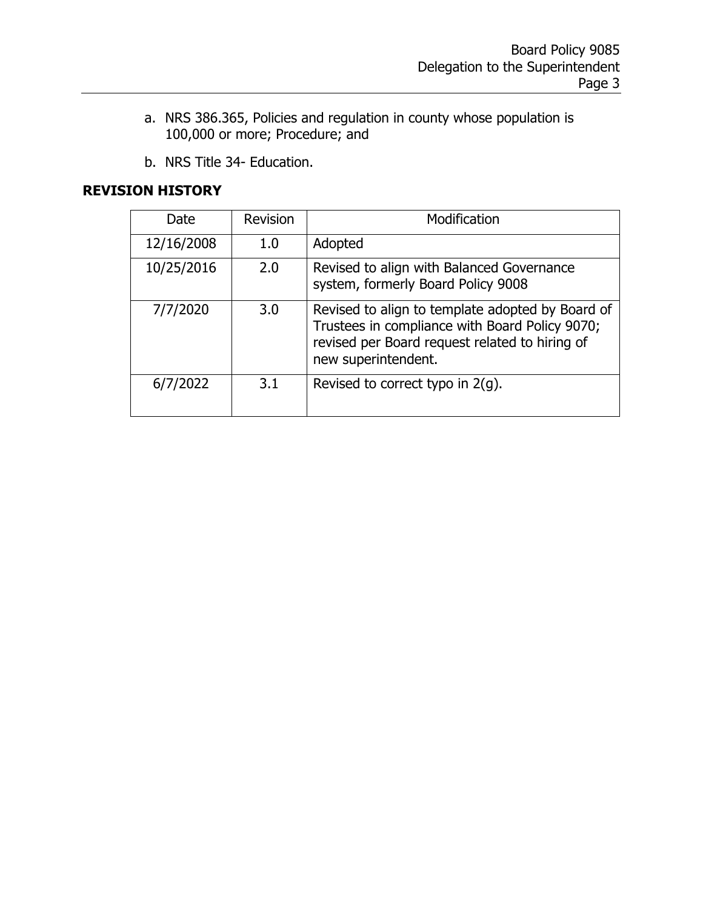a. NRS 386.365, Policies and regulation in county whose population is 100,000 or more; Procedure; and

b. NRS Title 34- Education.

## REVISION HISTORY

| Date | Revision | Modification |
|---|---|---|
| 12/16/2008 | 1.0 | Adopted |
| 10/25/2016 | 2.0 | Revised to align with Balanced Governance system, formerly Board Policy 9008 |
| 7/7/2020 | 3.0 | Revised to align to template adopted by Board of Trustees in compliance with Board Policy 9070; revised per Board request related to hiring of new superintendent. |
| 6/7/2022 | 3.1 | Revised to correct typo in 2(g). |